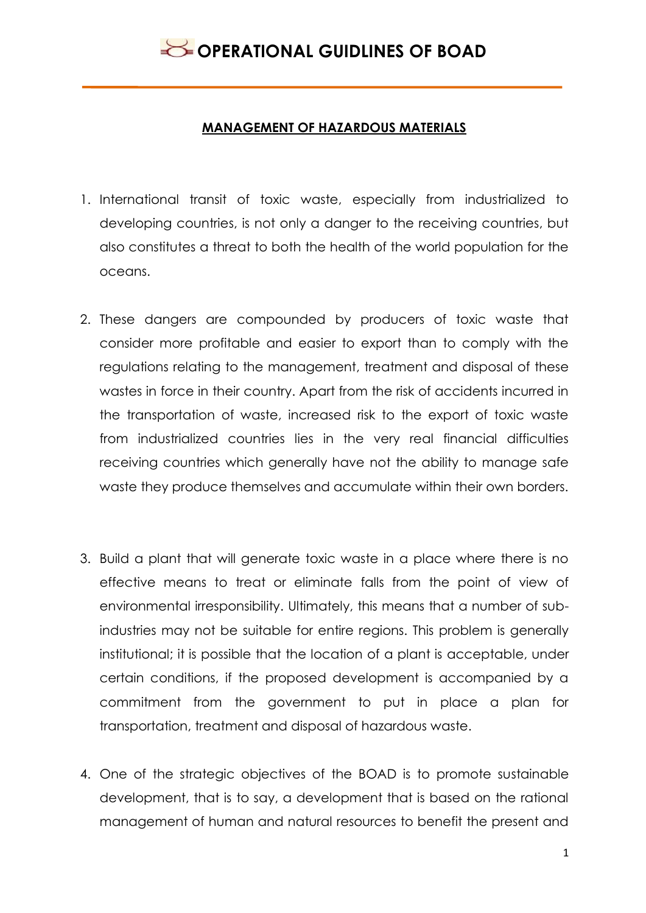## MANAGEMENT OF HAZARDOUS MATERIALS

1. International transit of toxic waste, especially from industrialized to developing countries, is not only a danger to the receiving countries, but also constitutes a threat to both the health of the world population for the oceans.

2. These dangers are compounded by producers of toxic waste that consider more profitable and easier to export than to comply with the regulations relating to the management, treatment and disposal of these wastes in force in their country. Apart from the risk of accidents incurred in the transportation of waste, increased risk to the export of toxic waste from industrialized countries lies in the very real financial difficulties receiving countries which generally have not the ability to manage safe waste they produce themselves and accumulate within their own borders.

3. Build a plant that will generate toxic waste in a place where there is no effective means to treat or eliminate falls from the point of view of environmental irresponsibility. Ultimately, this means that a number of sub-industries may not be suitable for entire regions. This problem is generally institutional; it is possible that the location of a plant is acceptable, under certain conditions, if the proposed development is accompanied by a commitment from the government to put in place a plan for transportation, treatment and disposal of hazardous waste.

4. One of the strategic objectives of the BOAD is to promote sustainable development, that is to say, a development that is based on the rational management of human and natural resources to benefit the present and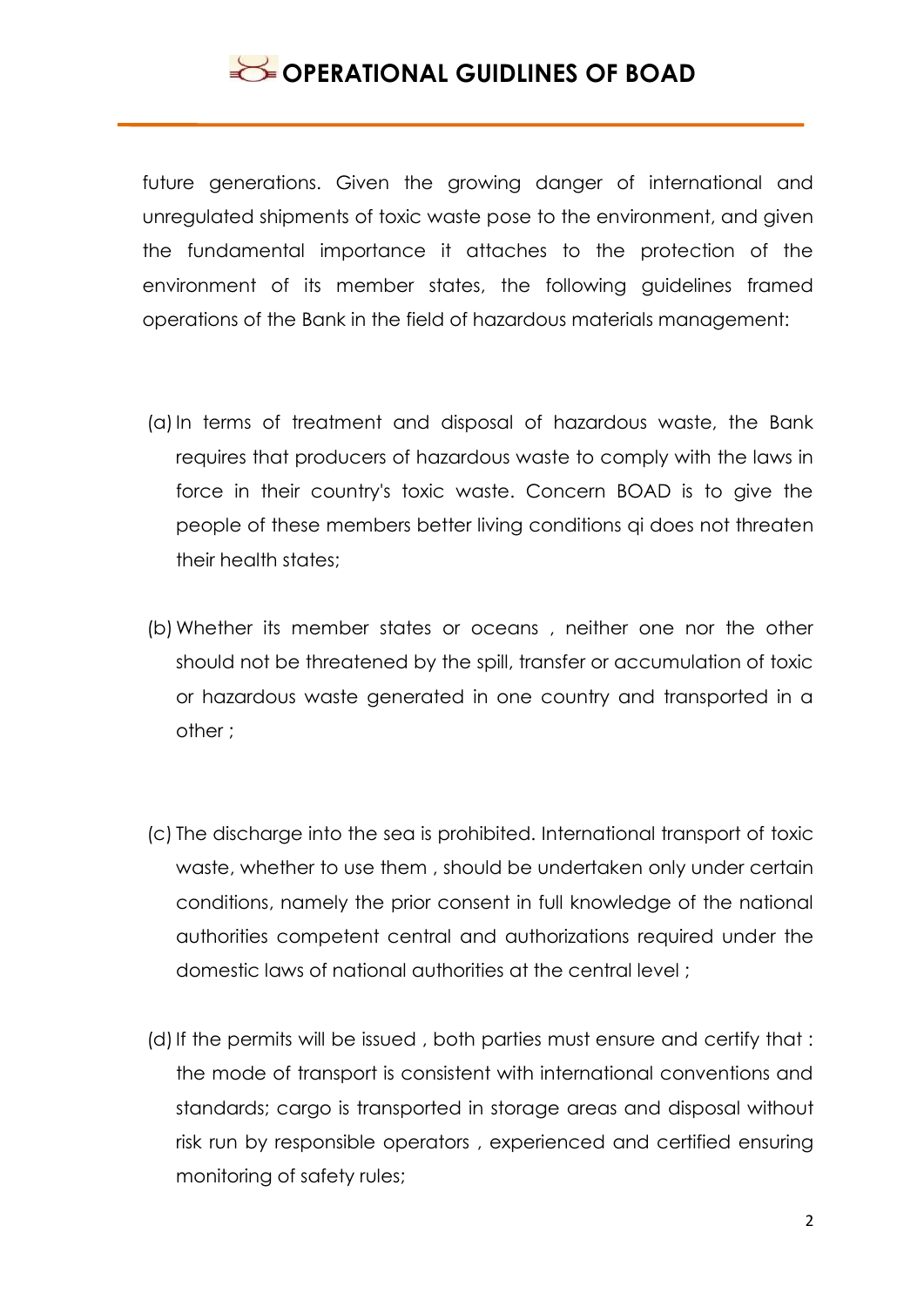future generations. Given the growing danger of international and unregulated shipments of toxic waste pose to the environment, and given the fundamental importance it attaches to the protection of the environment of its member states, the following guidelines framed operations of the Bank in the field of hazardous materials management:

(a) In terms of treatment and disposal of hazardous waste, the Bank requires that producers of hazardous waste to comply with the laws in force in their country's toxic waste. Concern BOAD is to give the people of these members better living conditions qi does not threaten their health states;

(b) Whether its member states or oceans , neither one nor the other should not be threatened by the spill, transfer or accumulation of toxic or hazardous waste generated in one country and transported in a other ;

(c) The discharge into the sea is prohibited. International transport of toxic waste, whether to use them , should be undertaken only under certain conditions, namely the prior consent in full knowledge of the national authorities competent central and authorizations required under the domestic laws of national authorities at the central level ;

(d) If the permits will be issued , both parties must ensure and certify that : the mode of transport is consistent with international conventions and standards; cargo is transported in storage areas and disposal without risk run by responsible operators , experienced and certified ensuring monitoring of safety rules;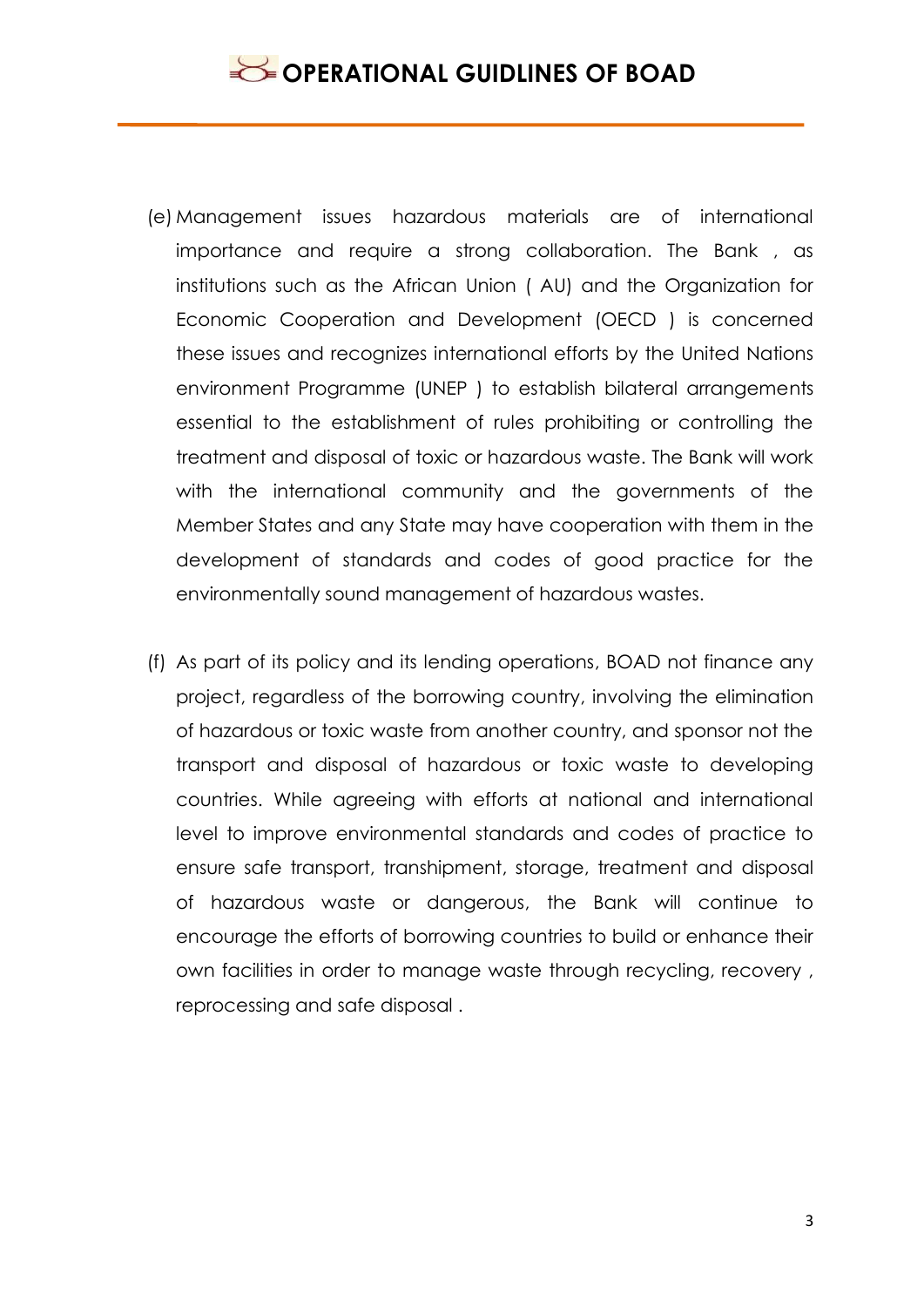(e) Management issues hazardous materials are of international importance and require a strong collaboration. The Bank , as institutions such as the African Union ( AU) and the Organization for Economic Cooperation and Development (OECD ) is concerned these issues and recognizes international efforts by the United Nations environment Programme (UNEP ) to establish bilateral arrangements essential to the establishment of rules prohibiting or controlling the treatment and disposal of toxic or hazardous waste. The Bank will work with the international community and the governments of the Member States and any State may have cooperation with them in the development of standards and codes of good practice for the environmentally sound management of hazardous wastes.

(f) As part of its policy and its lending operations, BOAD not finance any project, regardless of the borrowing country, involving the elimination of hazardous or toxic waste from another country, and sponsor not the transport and disposal of hazardous or toxic waste to developing countries. While agreeing with efforts at national and international level to improve environmental standards and codes of practice to ensure safe transport, transhipment, storage, treatment and disposal of hazardous waste or dangerous, the Bank will continue to encourage the efforts of borrowing countries to build or enhance their own facilities in order to manage waste through recycling, recovery , reprocessing and safe disposal .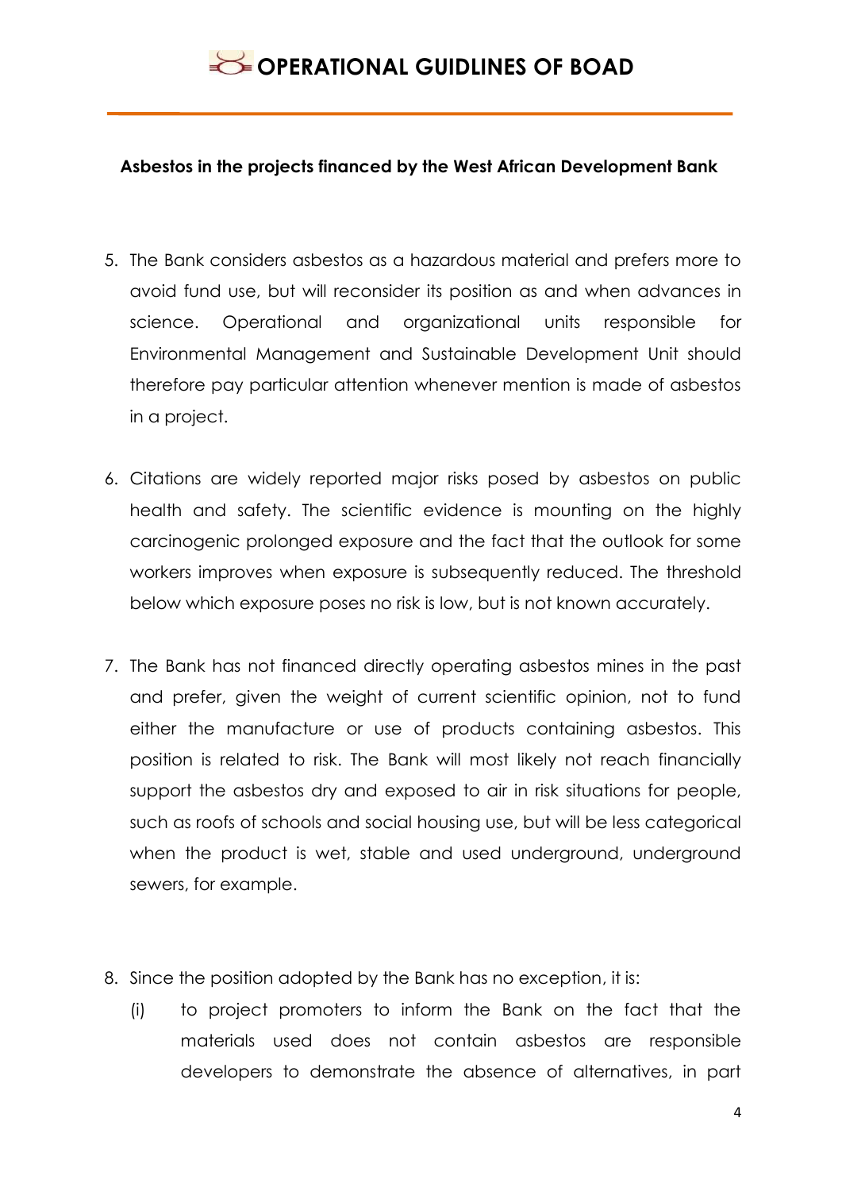**Asbestos in the projects financed by the West African Development Bank**

5. The Bank considers asbestos as a hazardous material and prefers more to avoid fund use, but will reconsider its position as and when advances in science. Operational and organizational units responsible for Environmental Management and Sustainable Development Unit should therefore pay particular attention whenever mention is made of asbestos in a project.

6. Citations are widely reported major risks posed by asbestos on public health and safety. The scientific evidence is mounting on the highly carcinogenic prolonged exposure and the fact that the outlook for some workers improves when exposure is subsequently reduced. The threshold below which exposure poses no risk is low, but is not known accurately.

7. The Bank has not financed directly operating asbestos mines in the past and prefer, given the weight of current scientific opinion, not to fund either the manufacture or use of products containing asbestos. This position is related to risk. The Bank will most likely not reach financially support the asbestos dry and exposed to air in risk situations for people, such as roofs of schools and social housing use, but will be less categorical when the product is wet, stable and used underground, underground sewers, for example.

8. Since the position adopted by the Bank has no exception, it is:
   (i) to project promoters to inform the Bank on the fact that the materials used does not contain asbestos are responsible developers to demonstrate the absence of alternatives, in part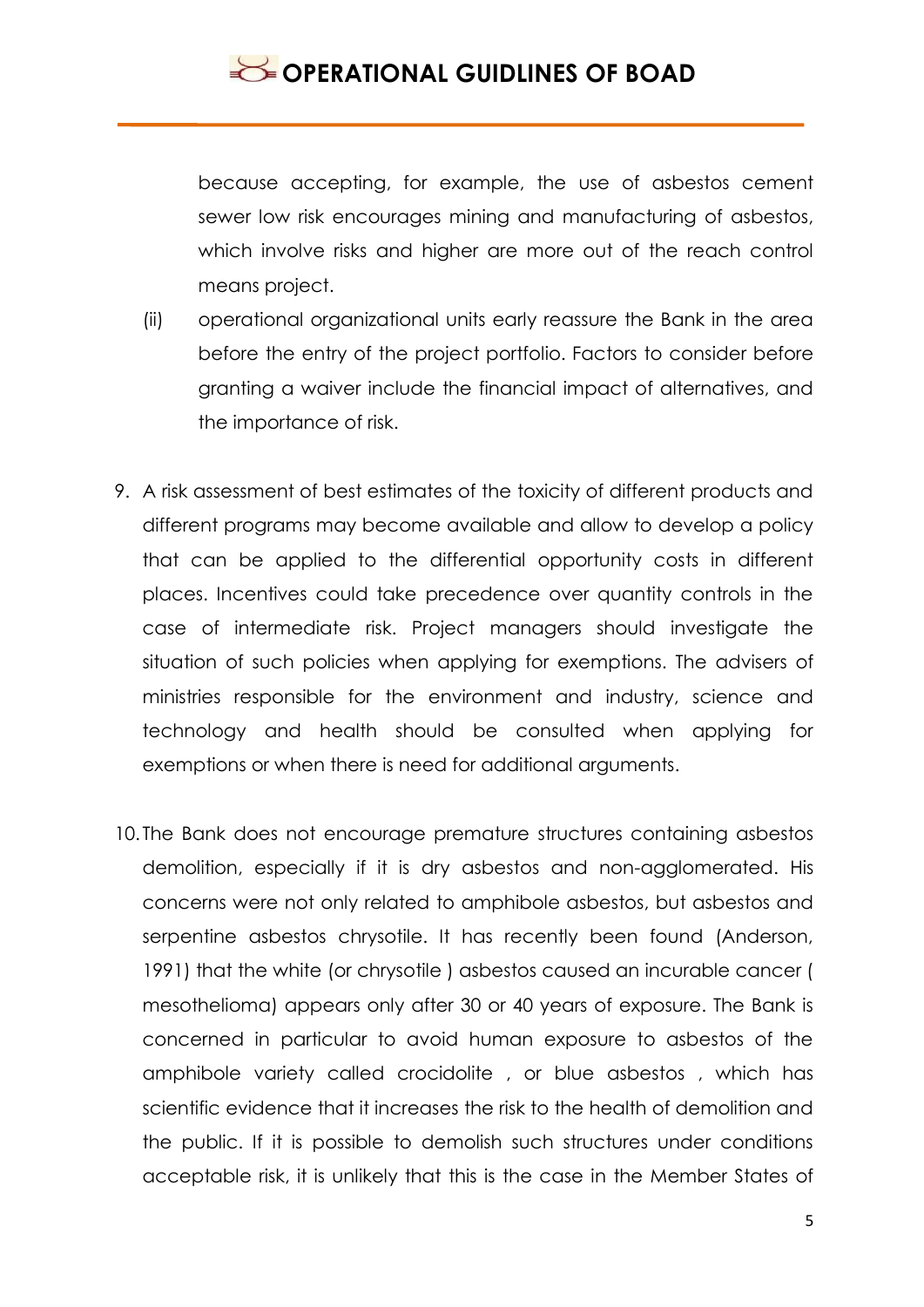because accepting, for example, the use of asbestos cement sewer low risk encourages mining and manufacturing of asbestos, which involve risks and higher are more out of the reach control means project.

(ii) operational organizational units early reassure the Bank in the area before the entry of the project portfolio. Factors to consider before granting a waiver include the financial impact of alternatives, and the importance of risk.

9. A risk assessment of best estimates of the toxicity of different products and different programs may become available and allow to develop a policy that can be applied to the differential opportunity costs in different places. Incentives could take precedence over quantity controls in the case of intermediate risk. Project managers should investigate the situation of such policies when applying for exemptions. The advisers of ministries responsible for the environment and industry, science and technology and health should be consulted when applying for exemptions or when there is need for additional arguments.

10. The Bank does not encourage premature structures containing asbestos demolition, especially if it is dry asbestos and non-agglomerated. His concerns were not only related to amphibole asbestos, but asbestos and serpentine asbestos chrysotile. It has recently been found (Anderson, 1991) that the white (or chrysotile ) asbestos caused an incurable cancer ( mesothelioma) appears only after 30 or 40 years of exposure. The Bank is concerned in particular to avoid human exposure to asbestos of the amphibole variety called crocidolite , or blue asbestos , which has scientific evidence that it increases the risk to the health of demolition and the public. If it is possible to demolish such structures under conditions acceptable risk, it is unlikely that this is the case in the Member States of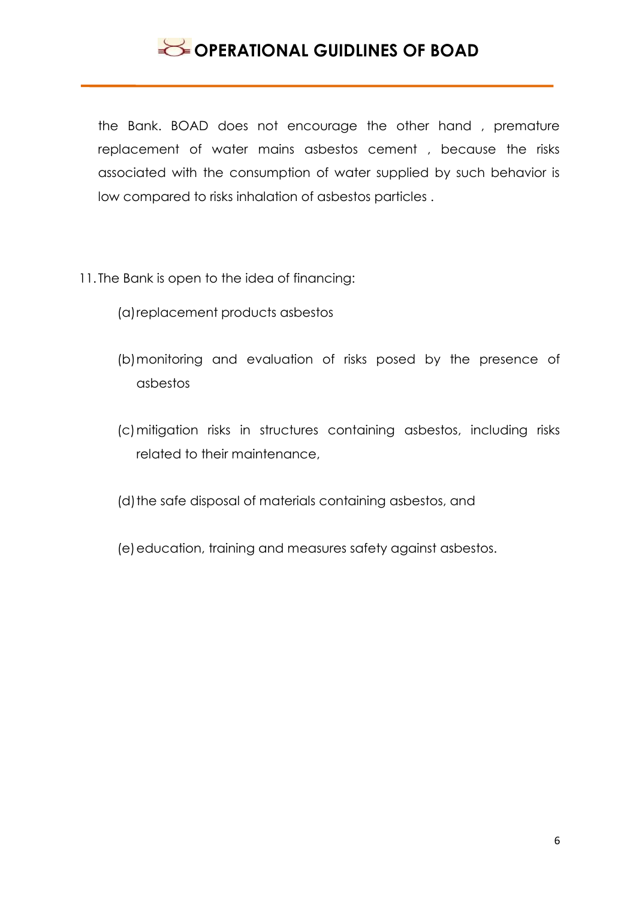the Bank. BOAD does not encourage the other hand , premature replacement of water mains asbestos cement , because the risks associated with the consumption of water supplied by such behavior is low compared to risks inhalation of asbestos particles .

11. The Bank is open to the idea of financing:

   (a) replacement products asbestos

   (b) monitoring and evaluation of risks posed by the presence of asbestos

   (c) mitigation risks in structures containing asbestos, including risks related to their maintenance,

   (d) the safe disposal of materials containing asbestos, and

   (e) education, training and measures safety against asbestos.